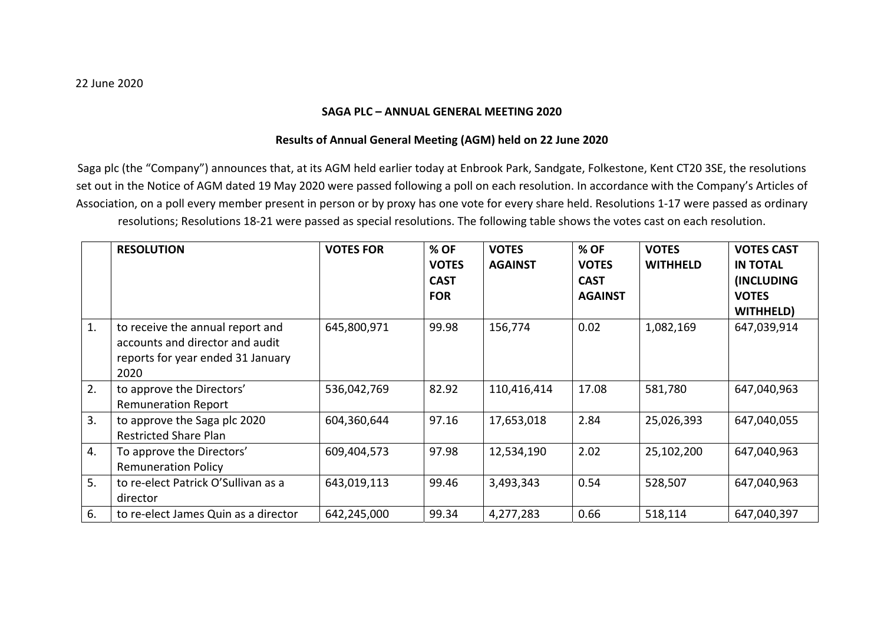22 June 2020

**SAGA PLC – ANNUAL GENERAL MEETING 2020**

**Results of Annual General Meeting (AGM) held on 22 June 2020**

Saga plc (the "Company") announces that, at its AGM held earlier today at Enbrook Park, Sandgate, Folkestone, Kent CT20 3SE, the resolutions set out in the Notice of AGM dated 19 May 2020 were passed following a poll on each resolution. In accordance with the Company's Articles of Association, on a poll every member present in person or by proxy has one vote for every share held. Resolutions 1-17 were passed as ordinary resolutions; Resolutions 18-21 were passed as special resolutions. The following table shows the votes cast on each resolution.

| | RESOLUTION | VOTES FOR | % OF VOTES CAST FOR | VOTES AGAINST | % OF VOTES CAST AGAINST | VOTES WITHHELD | VOTES CAST IN TOTAL (INCLUDING VOTES WITHHELD) |
|---|---|---|---|---|---|---|---|
| 1. | to receive the annual report and accounts and director and audit reports for year ended 31 January 2020 | 645,800,971 | 99.98 | 156,774 | 0.02 | 1,082,169 | 647,039,914 |
| 2. | to approve the Directors' Remuneration Report | 536,042,769 | 82.92 | 110,416,414 | 17.08 | 581,780 | 647,040,963 |
| 3. | to approve the Saga plc 2020 Restricted Share Plan | 604,360,644 | 97.16 | 17,653,018 | 2.84 | 25,026,393 | 647,040,055 |
| 4. | To approve the Directors' Remuneration Policy | 609,404,573 | 97.98 | 12,534,190 | 2.02 | 25,102,200 | 647,040,963 |
| 5. | to re-elect Patrick O'Sullivan as a director | 643,019,113 | 99.46 | 3,493,343 | 0.54 | 528,507 | 647,040,963 |
| 6. | to re-elect James Quin as a director | 642,245,000 | 99.34 | 4,277,283 | 0.66 | 518,114 | 647,040,397 |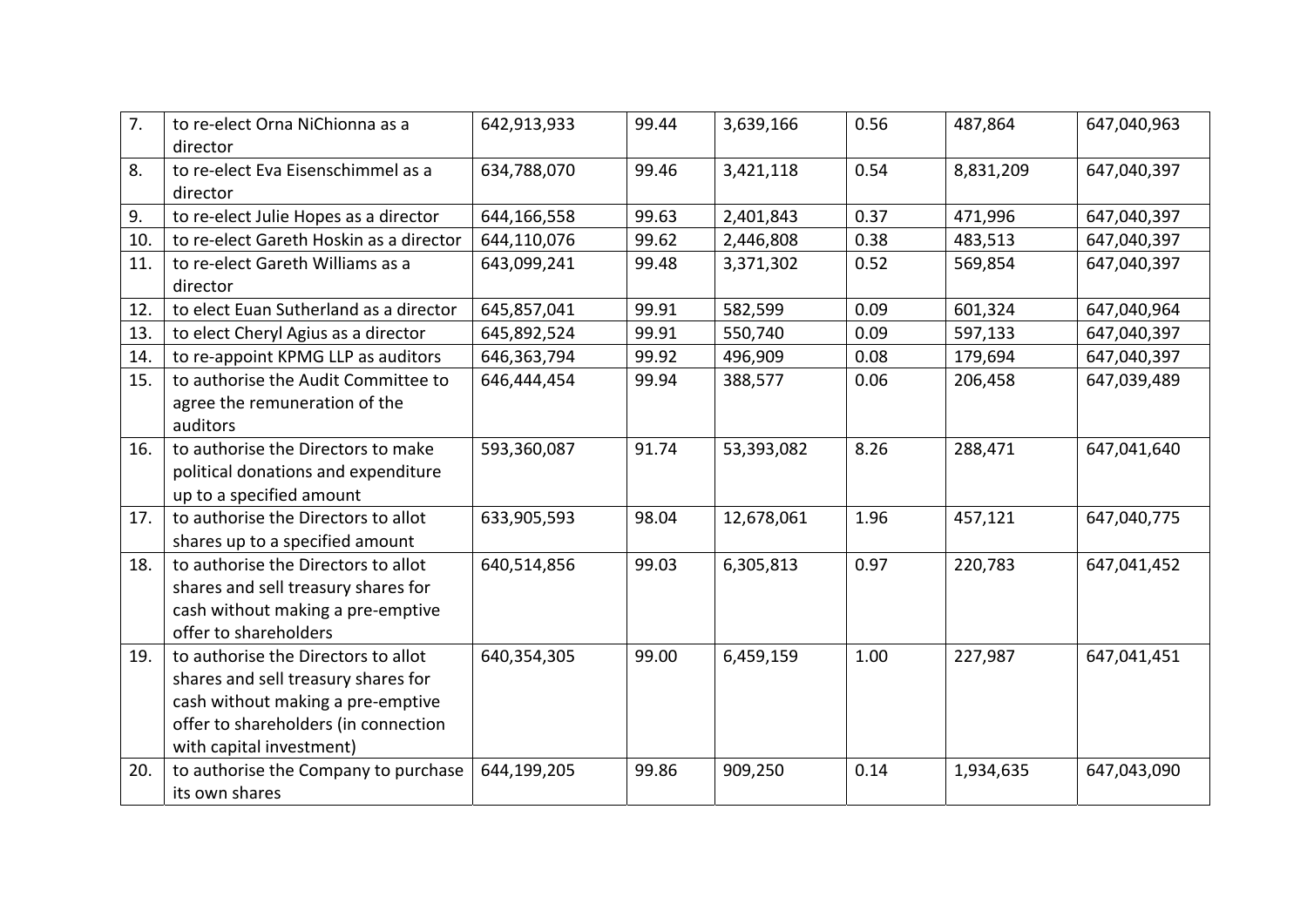| | | | | | | | |
|---|---|---|---|---|---|---|---|
| 7. | to re-elect Orna NiChionna as a director | 642,913,933 | 99.44 | 3,639,166 | 0.56 | 487,864 | 647,040,963 |
| 8. | to re-elect Eva Eisenschimmel as a director | 634,788,070 | 99.46 | 3,421,118 | 0.54 | 8,831,209 | 647,040,397 |
| 9. | to re-elect Julie Hopes as a director | 644,166,558 | 99.63 | 2,401,843 | 0.37 | 471,996 | 647,040,397 |
| 10. | to re-elect Gareth Hoskin as a director | 644,110,076 | 99.62 | 2,446,808 | 0.38 | 483,513 | 647,040,397 |
| 11. | to re-elect Gareth Williams as a director | 643,099,241 | 99.48 | 3,371,302 | 0.52 | 569,854 | 647,040,397 |
| 12. | to elect Euan Sutherland as a director | 645,857,041 | 99.91 | 582,599 | 0.09 | 601,324 | 647,040,964 |
| 13. | to elect Cheryl Agius as a director | 645,892,524 | 99.91 | 550,740 | 0.09 | 597,133 | 647,040,397 |
| 14. | to re-appoint KPMG LLP as auditors | 646,363,794 | 99.92 | 496,909 | 0.08 | 179,694 | 647,040,397 |
| 15. | to authorise the Audit Committee to agree the remuneration of the auditors | 646,444,454 | 99.94 | 388,577 | 0.06 | 206,458 | 647,039,489 |
| 16. | to authorise the Directors to make political donations and expenditure up to a specified amount | 593,360,087 | 91.74 | 53,393,082 | 8.26 | 288,471 | 647,041,640 |
| 17. | to authorise the Directors to allot shares up to a specified amount | 633,905,593 | 98.04 | 12,678,061 | 1.96 | 457,121 | 647,040,775 |
| 18. | to authorise the Directors to allot shares and sell treasury shares for cash without making a pre-emptive offer to shareholders | 640,514,856 | 99.03 | 6,305,813 | 0.97 | 220,783 | 647,041,452 |
| 19. | to authorise the Directors to allot shares and sell treasury shares for cash without making a pre-emptive offer to shareholders (in connection with capital investment) | 640,354,305 | 99.00 | 6,459,159 | 1.00 | 227,987 | 647,041,451 |
| 20. | to authorise the Company to purchase its own shares | 644,199,205 | 99.86 | 909,250 | 0.14 | 1,934,635 | 647,043,090 |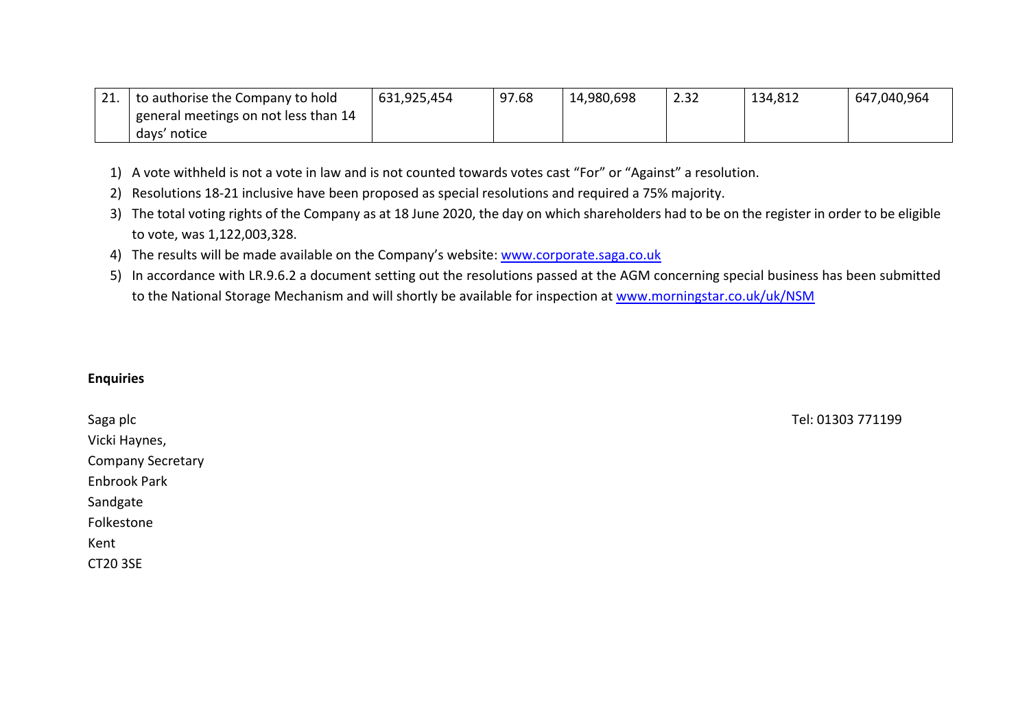| | | | | | | | |
|---|---|---|---|---|---|---|---|
| 21. | to authorise the Company to hold general meetings on not less than 14 days' notice | 631,925,454 | 97.68 | 14,980,698 | 2.32 | 134,812 | 647,040,964 |

1) A vote withheld is not a vote in law and is not counted towards votes cast "For" or "Against" a resolution.
2) Resolutions 18-21 inclusive have been proposed as special resolutions and required a 75% majority.
3) The total voting rights of the Company as at 18 June 2020, the day on which shareholders had to be on the register in order to be eligible to vote, was 1,122,003,328.
4) The results will be made available on the Company's website: www.corporate.saga.co.uk
5) In accordance with LR.9.6.2 a document setting out the resolutions passed at the AGM concerning special business has been submitted to the National Storage Mechanism and will shortly be available for inspection at www.morningstar.co.uk/uk/NSM

**Enquiries**

Saga plc

Tel: 01303 771199

Vicki Haynes,
Company Secretary
Enbrook Park
Sandgate
Folkestone
Kent
CT20 3SE